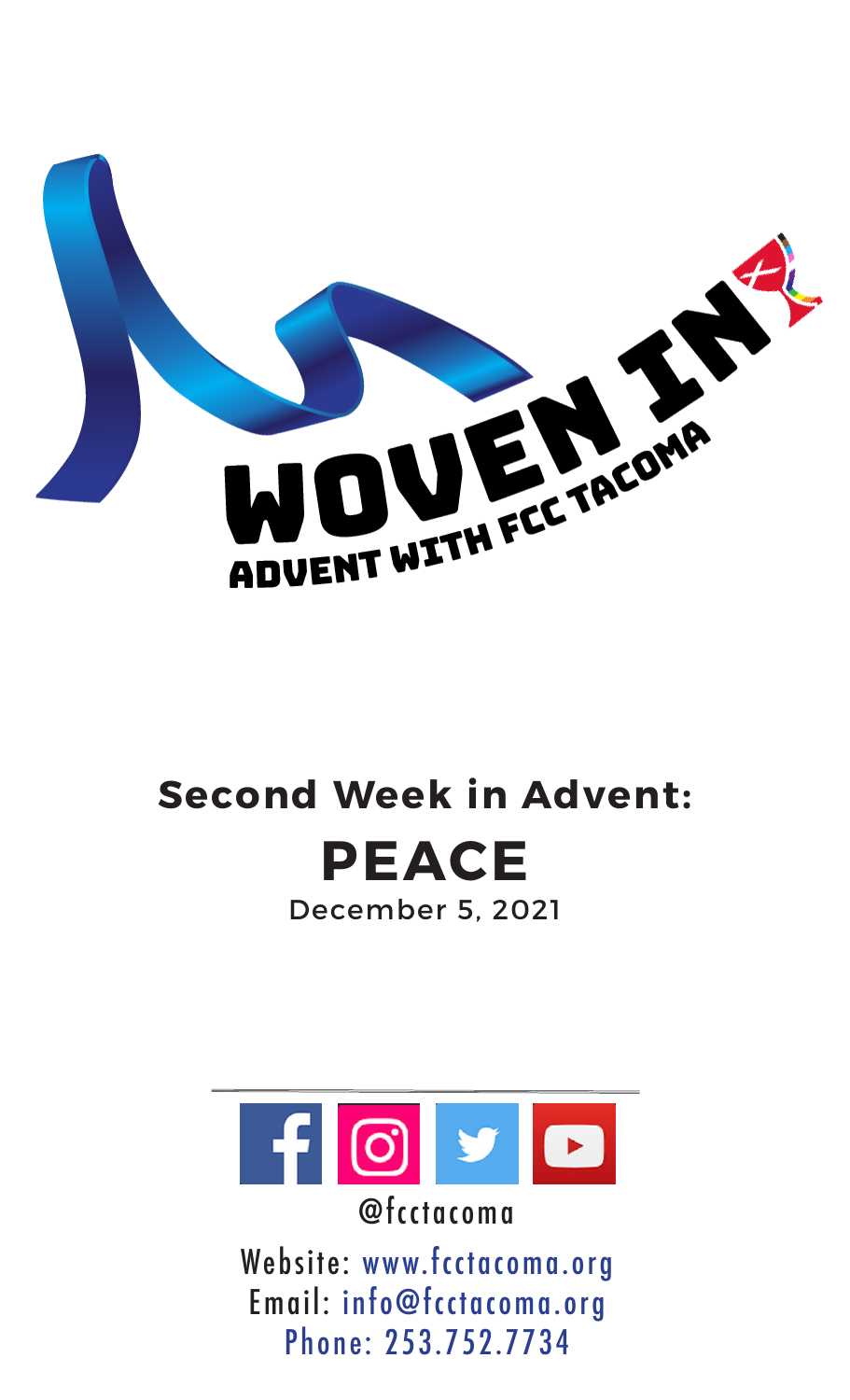# WOVEN IN

ADVENT WITH FCC TACOMA

## Second Week in Advent:

# PEACE

December 5, 2021

@fcctacoma

Website: www.fcctacoma.org
Email: info@fcctacoma.org
Phone: 253.752.7734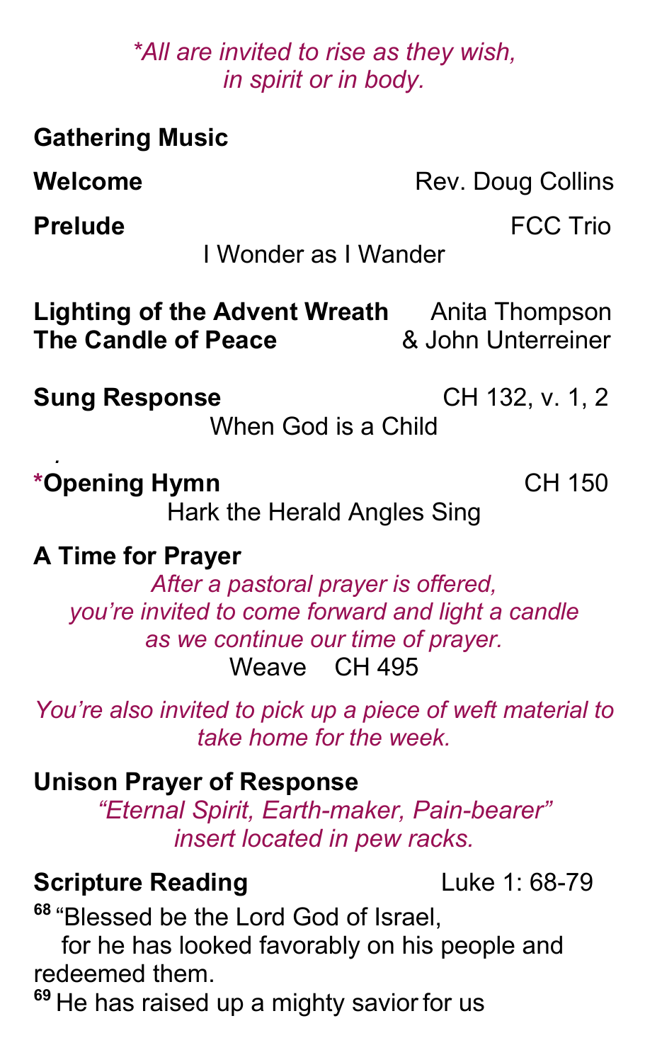*\*All are invited to rise as they wish, in spirit or in body.*

**Gathering Music**

**Welcome** Rev. Doug Collins

**Prelude** FCC Trio

I Wonder as I Wander

**Lighting of the Advent Wreath** Anita Thompson
**The Candle of Peace** & John Unterreiner

**Sung Response** CH 132, v. 1, 2

When God is a Child

**\*Opening Hymn** CH 150

Hark the Herald Angles Sing

**A Time for Prayer**

*After a pastoral prayer is offered, you're invited to come forward and light a candle as we continue our time of prayer.*

Weave CH 495

*You're also invited to pick up a piece of weft material to take home for the week.*

**Unison Prayer of Response**

*"Eternal Spirit, Earth-maker, Pain-bearer" insert located in pew racks.*

**Scripture Reading** Luke 1: 68-79

[68] "Blessed be the Lord God of Israel,
for he has looked favorably on his people and redeemed them.
[69] He has raised up a mighty savior for us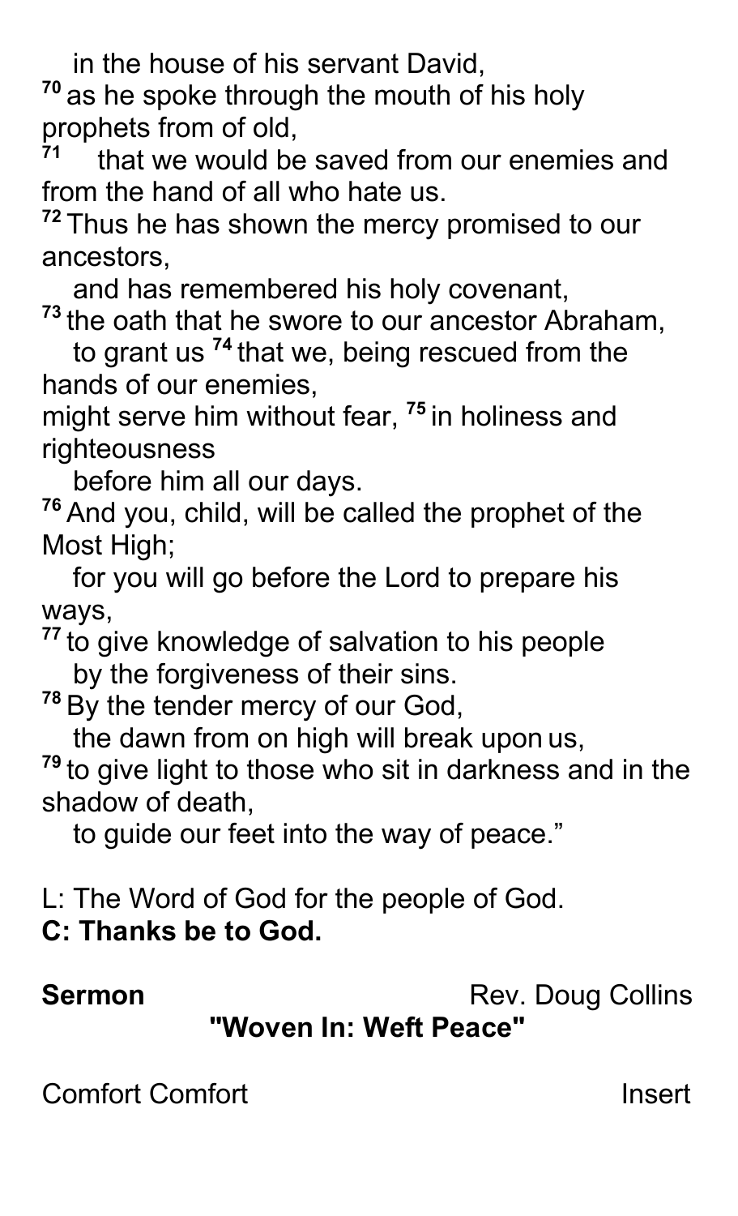in the house of his servant David,
[70] as he spoke through the mouth of his holy prophets from of old,
[71] that we would be saved from our enemies and from the hand of all who hate us.
[72] Thus he has shown the mercy promised to our ancestors,
and has remembered his holy covenant,
[73] the oath that he swore to our ancestor Abraham,
to grant us [74] that we, being rescued from the hands of our enemies,
might serve him without fear, [75] in holiness and righteousness
before him all our days.
[76] And you, child, will be called the prophet of the Most High;
for you will go before the Lord to prepare his ways,
[77] to give knowledge of salvation to his people
by the forgiveness of their sins.
[78] By the tender mercy of our God,
the dawn from on high will break upon us,
[79] to give light to those who sit in darkness and in the shadow of death,
to guide our feet into the way of peace."

L: The Word of God for the people of God.
**C: Thanks be to God.**

**Sermon** Rev. Doug Collins
**"Woven In: Weft Peace"**

Comfort Comfort Insert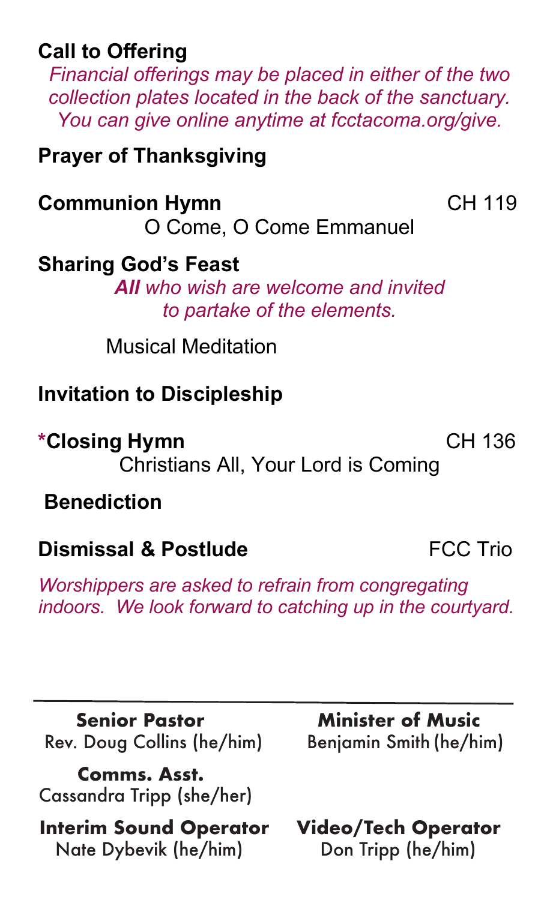**Call to Offering**

*Financial offerings may be placed in either of the two collection plates located in the back of the sanctuary. You can give online anytime at fcctacoma.org/give.*

**Prayer of Thanksgiving**

**Communion Hymn** CH 119

O Come, O Come Emmanuel

**Sharing God's Feast**

***All** who wish are welcome and invited to partake of the elements.*

Musical Meditation

**Invitation to Discipleship**

***Closing Hymn** CH 136

Christians All, Your Lord is Coming

**Benediction**

**Dismissal & Postlude** FCC Trio

*Worshippers are asked to refrain from congregating indoors. We look forward to catching up in the courtyard.*

---

**Senior Pastor**
Rev. Doug Collins (he/him)

**Minister of Music**
Benjamin Smith (he/him)

**Comms. Asst.**
Cassandra Tripp (she/her)

**Interim Sound Operator**
Nate Dybevik (he/him)

**Video/Tech Operator**
Don Tripp (he/him)